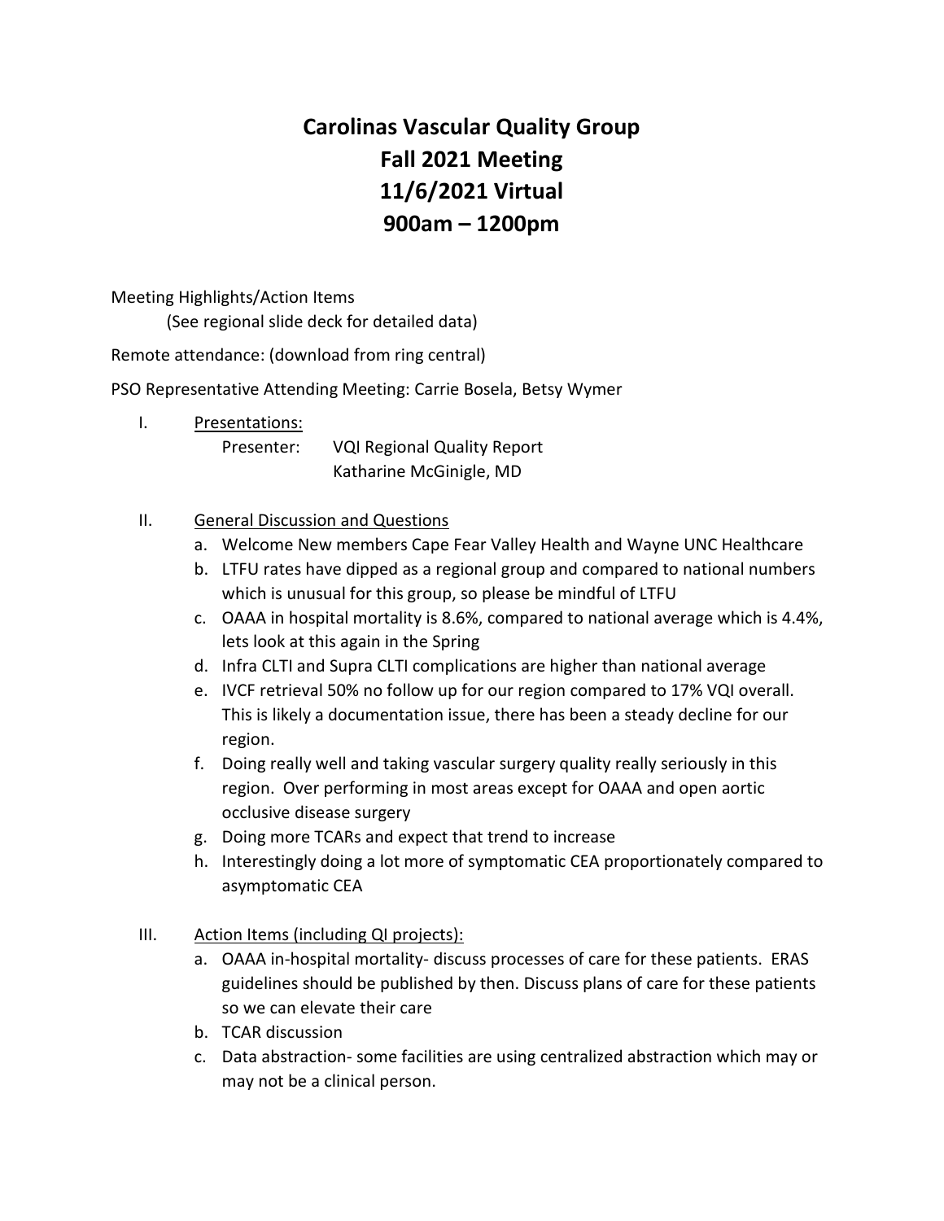# Carolinas Vascular Quality Group
# Fall 2021 Meeting
# 11/6/2021 Virtual
# 900am – 1200pm

Meeting Highlights/Action Items

(See regional slide deck for detailed data)

Remote attendance: (download from ring central)

PSO Representative Attending Meeting: Carrie Bosela, Betsy Wymer

I. Presentations:

   Presenter: VQI Regional Quality Report
   Katharine McGinigle, MD

II. General Discussion and Questions
   a. Welcome New members Cape Fear Valley Health and Wayne UNC Healthcare
   b. LTFU rates have dipped as a regional group and compared to national numbers which is unusual for this group, so please be mindful of LTFU
   c. OAAA in hospital mortality is 8.6%, compared to national average which is 4.4%, lets look at this again in the Spring
   d. Infra CLTI and Supra CLTI complications are higher than national average
   e. IVCF retrieval 50% no follow up for our region compared to 17% VQI overall. This is likely a documentation issue, there has been a steady decline for our region.
   f. Doing really well and taking vascular surgery quality really seriously in this region. Over performing in most areas except for OAAA and open aortic occlusive disease surgery
   g. Doing more TCARs and expect that trend to increase
   h. Interestingly doing a lot more of symptomatic CEA proportionately compared to asymptomatic CEA

III. Action Items (including QI projects):
   a. OAAA in-hospital mortality- discuss processes of care for these patients. ERAS guidelines should be published by then. Discuss plans of care for these patients so we can elevate their care
   b. TCAR discussion
   c. Data abstraction- some facilities are using centralized abstraction which may or may not be a clinical person.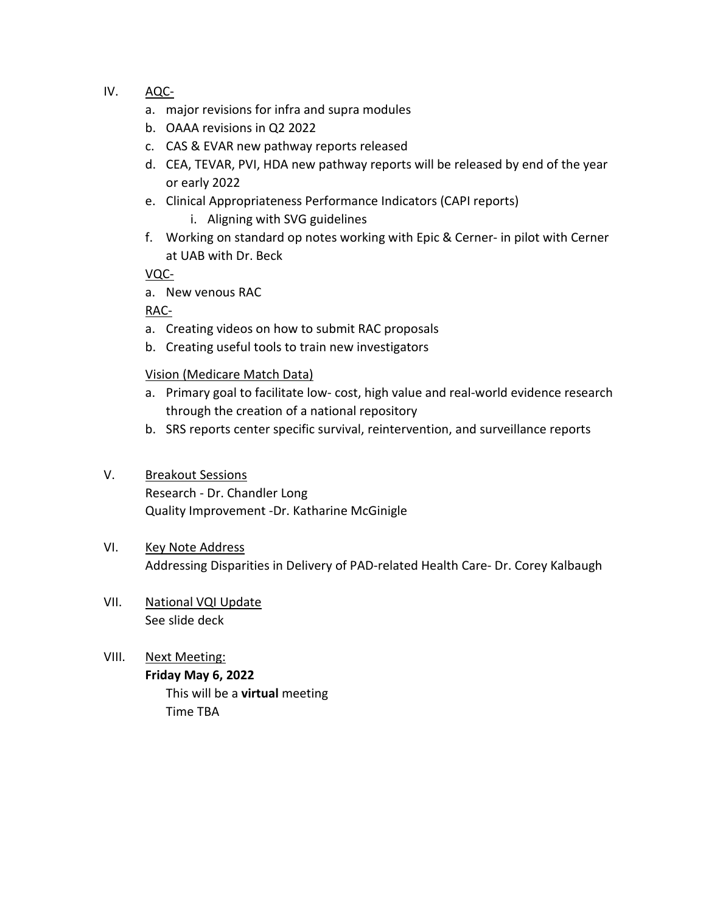IV. <u>AQC-</u>

   a. major revisions for infra and supra modules
   b. OAAA revisions in Q2 2022
   c. CAS & EVAR new pathway reports released
   d. CEA, TEVAR, PVI, HDA new pathway reports will be released by end of the year or early 2022
   e. Clinical Appropriateness Performance Indicators (CAPI reports)
      i. Aligning with SVG guidelines
   f. Working on standard op notes working with Epic & Cerner- in pilot with Cerner at UAB with Dr. Beck

   <u>VQC-</u>

   a. New venous RAC

   <u>RAC-</u>

   a. Creating videos on how to submit RAC proposals
   b. Creating useful tools to train new investigators

   <u>Vision (Medicare Match Data)</u>

   a. Primary goal to facilitate low- cost, high value and real-world evidence research through the creation of a national repository
   b. SRS reports center specific survival, reintervention, and surveillance reports

V. <u>Breakout Sessions</u>

   Research - Dr. Chandler Long
   Quality Improvement -Dr. Katharine McGinigle

VI. <u>Key Note Address</u>

   Addressing Disparities in Delivery of PAD-related Health Care- Dr. Corey Kalbaugh

VII. <u>National VQI Update</u>

   See slide deck

VIII. <u>Next Meeting:</u>

   **Friday May 6, 2022**
   This will be a **virtual** meeting
   Time TBA